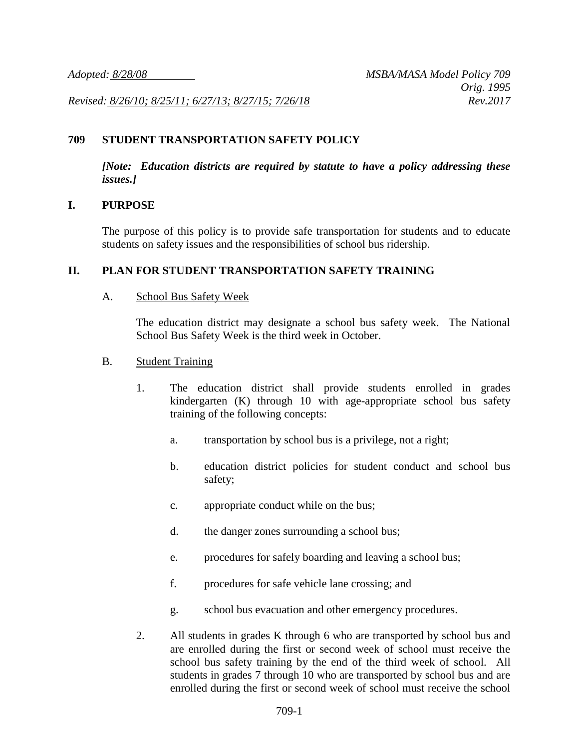*Adopted: 8/28/08* *MSBA/MASA Model Policy 709*
*Orig. 1995*
*Revised: 8/26/10; 8/25/11; 6/27/13; 8/27/15; 7/26/18* *Rev.2017*

# 709 STUDENT TRANSPORTATION SAFETY POLICY

***[Note: Education districts are required by statute to have a policy addressing these issues.]***

## I. PURPOSE

The purpose of this policy is to provide safe transportation for students and to educate students on safety issues and the responsibilities of school bus ridership.

## II. PLAN FOR STUDENT TRANSPORTATION SAFETY TRAINING

A. School Bus Safety Week

The education district may designate a school bus safety week. The National School Bus Safety Week is the third week in October.

B. Student Training

1. The education district shall provide students enrolled in grades kindergarten (K) through 10 with age-appropriate school bus safety training of the following concepts:

   a. transportation by school bus is a privilege, not a right;

   b. education district policies for student conduct and school bus safety;

   c. appropriate conduct while on the bus;

   d. the danger zones surrounding a school bus;

   e. procedures for safely boarding and leaving a school bus;

   f. procedures for safe vehicle lane crossing; and

   g. school bus evacuation and other emergency procedures.

2. All students in grades K through 6 who are transported by school bus and are enrolled during the first or second week of school must receive the school bus safety training by the end of the third week of school. All students in grades 7 through 10 who are transported by school bus and are enrolled during the first or second week of school must receive the school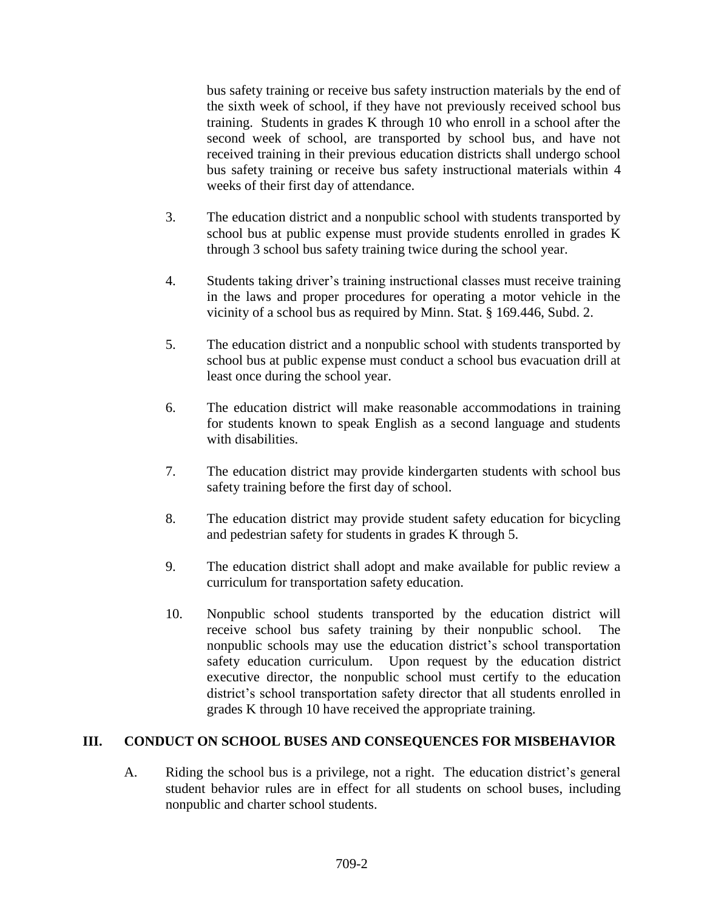bus safety training or receive bus safety instruction materials by the end of the sixth week of school, if they have not previously received school bus training. Students in grades K through 10 who enroll in a school after the second week of school, are transported by school bus, and have not received training in their previous education districts shall undergo school bus safety training or receive bus safety instructional materials within 4 weeks of their first day of attendance.

3. The education district and a nonpublic school with students transported by school bus at public expense must provide students enrolled in grades K through 3 school bus safety training twice during the school year.

4. Students taking driver's training instructional classes must receive training in the laws and proper procedures for operating a motor vehicle in the vicinity of a school bus as required by Minn. Stat. § 169.446, Subd. 2.

5. The education district and a nonpublic school with students transported by school bus at public expense must conduct a school bus evacuation drill at least once during the school year.

6. The education district will make reasonable accommodations in training for students known to speak English as a second language and students with disabilities.

7. The education district may provide kindergarten students with school bus safety training before the first day of school.

8. The education district may provide student safety education for bicycling and pedestrian safety for students in grades K through 5.

9. The education district shall adopt and make available for public review a curriculum for transportation safety education.

10. Nonpublic school students transported by the education district will receive school bus safety training by their nonpublic school. The nonpublic schools may use the education district's school transportation safety education curriculum. Upon request by the education district executive director, the nonpublic school must certify to the education district's school transportation safety director that all students enrolled in grades K through 10 have received the appropriate training.

## III. CONDUCT ON SCHOOL BUSES AND CONSEQUENCES FOR MISBEHAVIOR

A. Riding the school bus is a privilege, not a right. The education district's general student behavior rules are in effect for all students on school buses, including nonpublic and charter school students.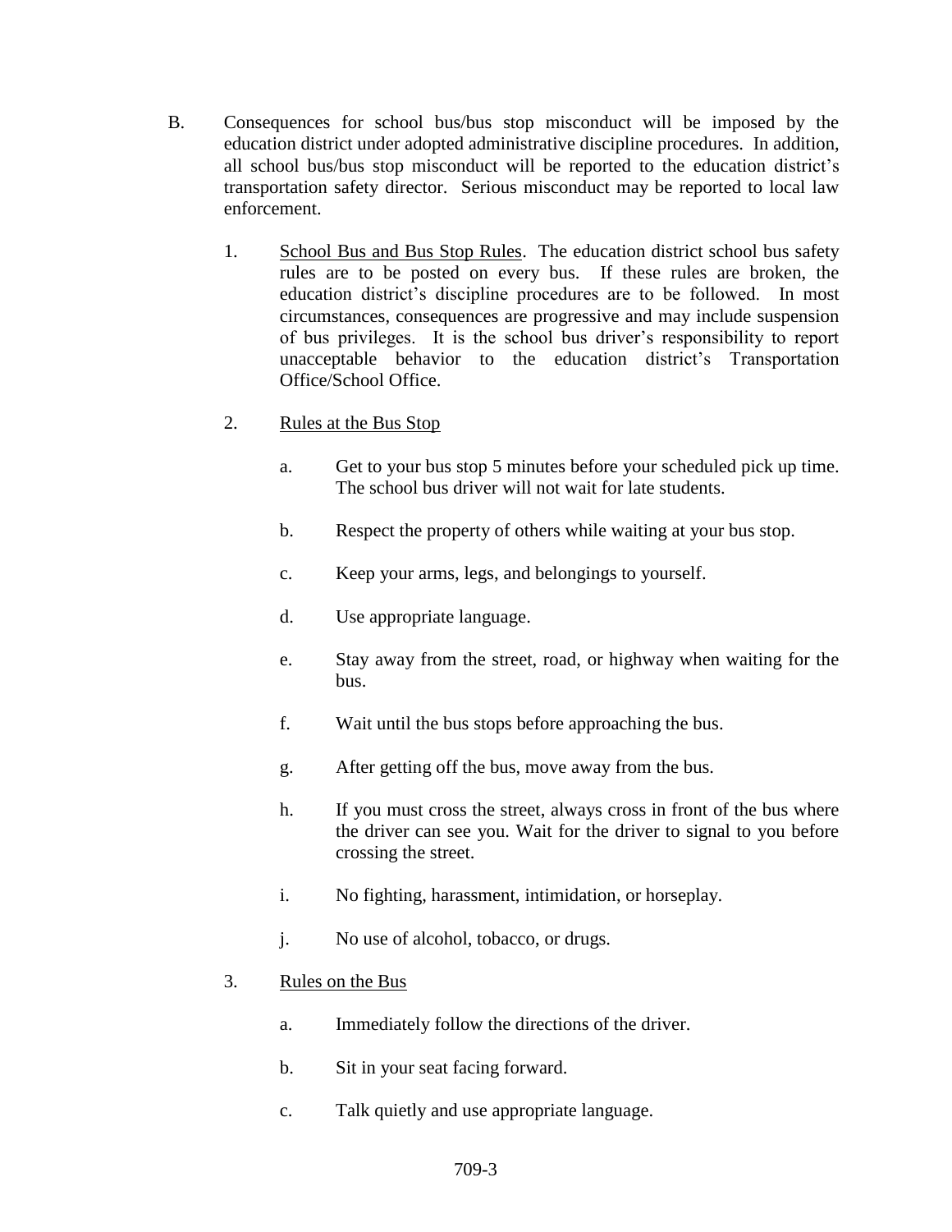B. Consequences for school bus/bus stop misconduct will be imposed by the education district under adopted administrative discipline procedures. In addition, all school bus/bus stop misconduct will be reported to the education district's transportation safety director. Serious misconduct may be reported to local law enforcement.

1. School Bus and Bus Stop Rules. The education district school bus safety rules are to be posted on every bus. If these rules are broken, the education district's discipline procedures are to be followed. In most circumstances, consequences are progressive and may include suspension of bus privileges. It is the school bus driver's responsibility to report unacceptable behavior to the education district's Transportation Office/School Office.

2. Rules at the Bus Stop

   a. Get to your bus stop 5 minutes before your scheduled pick up time. The school bus driver will not wait for late students.

   b. Respect the property of others while waiting at your bus stop.

   c. Keep your arms, legs, and belongings to yourself.

   d. Use appropriate language.

   e. Stay away from the street, road, or highway when waiting for the bus.

   f. Wait until the bus stops before approaching the bus.

   g. After getting off the bus, move away from the bus.

   h. If you must cross the street, always cross in front of the bus where the driver can see you. Wait for the driver to signal to you before crossing the street.

   i. No fighting, harassment, intimidation, or horseplay.

   j. No use of alcohol, tobacco, or drugs.

3. Rules on the Bus

   a. Immediately follow the directions of the driver.

   b. Sit in your seat facing forward.

   c. Talk quietly and use appropriate language.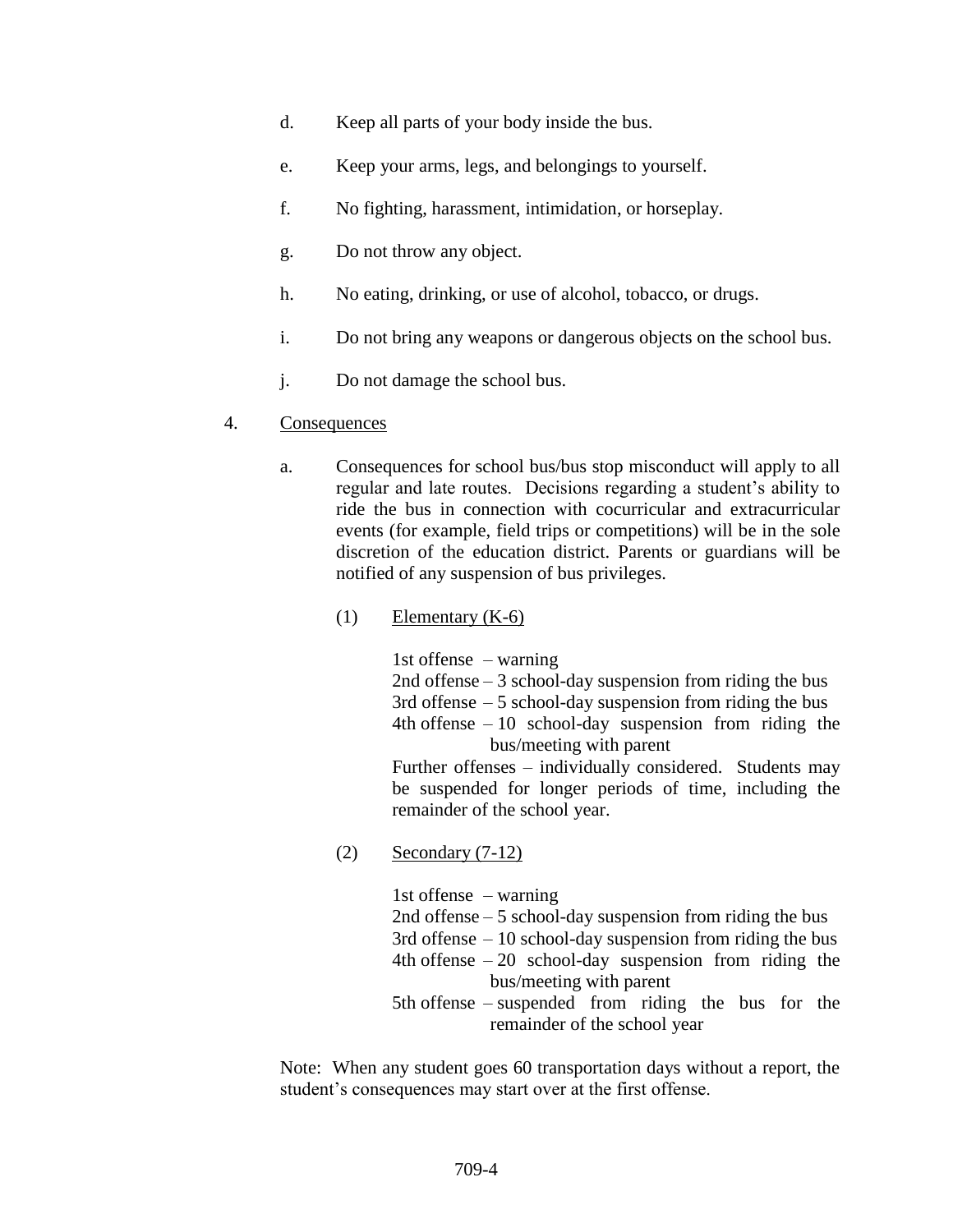d. Keep all parts of your body inside the bus.

e. Keep your arms, legs, and belongings to yourself.

f. No fighting, harassment, intimidation, or horseplay.

g. Do not throw any object.

h. No eating, drinking, or use of alcohol, tobacco, or drugs.

i. Do not bring any weapons or dangerous objects on the school bus.

j. Do not damage the school bus.

4. Consequences

a. Consequences for school bus/bus stop misconduct will apply to all regular and late routes. Decisions regarding a student's ability to ride the bus in connection with cocurricular and extracurricular events (for example, field trips or competitions) will be in the sole discretion of the education district. Parents or guardians will be notified of any suspension of bus privileges.

(1) Elementary (K-6)

1st offense – warning
2nd offense – 3 school-day suspension from riding the bus
3rd offense – 5 school-day suspension from riding the bus
4th offense – 10 school-day suspension from riding the bus/meeting with parent
Further offenses – individually considered. Students may be suspended for longer periods of time, including the remainder of the school year.

(2) Secondary (7-12)

1st offense – warning
2nd offense – 5 school-day suspension from riding the bus
3rd offense – 10 school-day suspension from riding the bus
4th offense – 20 school-day suspension from riding the bus/meeting with parent
5th offense – suspended from riding the bus for the remainder of the school year

Note: When any student goes 60 transportation days without a report, the student's consequences may start over at the first offense.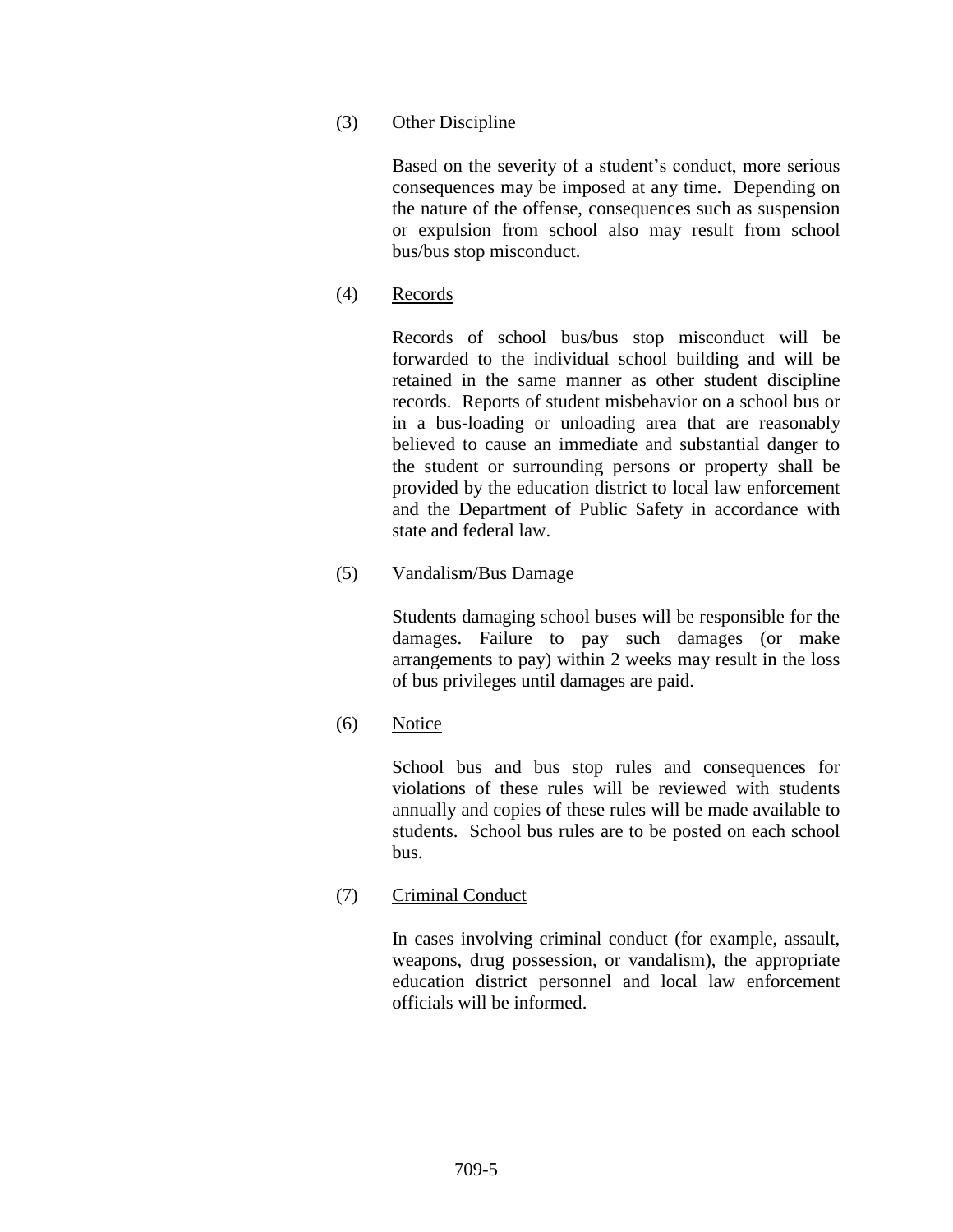(3) Other Discipline

Based on the severity of a student's conduct, more serious consequences may be imposed at any time. Depending on the nature of the offense, consequences such as suspension or expulsion from school also may result from school bus/bus stop misconduct.

(4) Records

Records of school bus/bus stop misconduct will be forwarded to the individual school building and will be retained in the same manner as other student discipline records. Reports of student misbehavior on a school bus or in a bus-loading or unloading area that are reasonably believed to cause an immediate and substantial danger to the student or surrounding persons or property shall be provided by the education district to local law enforcement and the Department of Public Safety in accordance with state and federal law.

(5) Vandalism/Bus Damage

Students damaging school buses will be responsible for the damages. Failure to pay such damages (or make arrangements to pay) within 2 weeks may result in the loss of bus privileges until damages are paid.

(6) Notice

School bus and bus stop rules and consequences for violations of these rules will be reviewed with students annually and copies of these rules will be made available to students. School bus rules are to be posted on each school bus.

(7) Criminal Conduct

In cases involving criminal conduct (for example, assault, weapons, drug possession, or vandalism), the appropriate education district personnel and local law enforcement officials will be informed.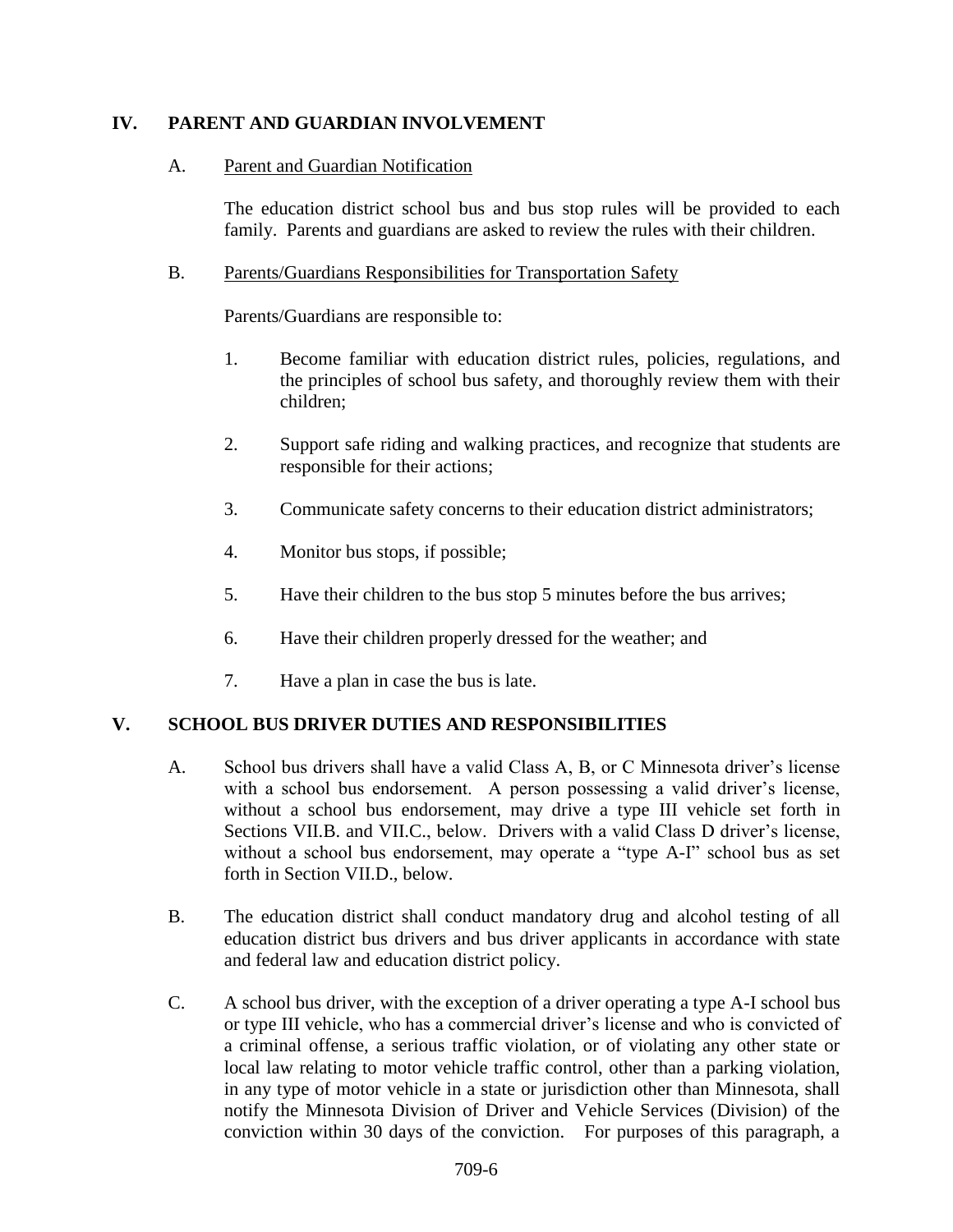## IV. PARENT AND GUARDIAN INVOLVEMENT

### A. Parent and Guardian Notification

The education district school bus and bus stop rules will be provided to each family. Parents and guardians are asked to review the rules with their children.

### B. Parents/Guardians Responsibilities for Transportation Safety

Parents/Guardians are responsible to:

1. Become familiar with education district rules, policies, regulations, and the principles of school bus safety, and thoroughly review them with their children;
2. Support safe riding and walking practices, and recognize that students are responsible for their actions;
3. Communicate safety concerns to their education district administrators;
4. Monitor bus stops, if possible;
5. Have their children to the bus stop 5 minutes before the bus arrives;
6. Have their children properly dressed for the weather; and
7. Have a plan in case the bus is late.

## V. SCHOOL BUS DRIVER DUTIES AND RESPONSIBILITIES

A. School bus drivers shall have a valid Class A, B, or C Minnesota driver's license with a school bus endorsement. A person possessing a valid driver's license, without a school bus endorsement, may drive a type III vehicle set forth in Sections VII.B. and VII.C., below. Drivers with a valid Class D driver's license, without a school bus endorsement, may operate a "type A-I" school bus as set forth in Section VII.D., below.

B. The education district shall conduct mandatory drug and alcohol testing of all education district bus drivers and bus driver applicants in accordance with state and federal law and education district policy.

C. A school bus driver, with the exception of a driver operating a type A-I school bus or type III vehicle, who has a commercial driver's license and who is convicted of a criminal offense, a serious traffic violation, or of violating any other state or local law relating to motor vehicle traffic control, other than a parking violation, in any type of motor vehicle in a state or jurisdiction other than Minnesota, shall notify the Minnesota Division of Driver and Vehicle Services (Division) of the conviction within 30 days of the conviction. For purposes of this paragraph, a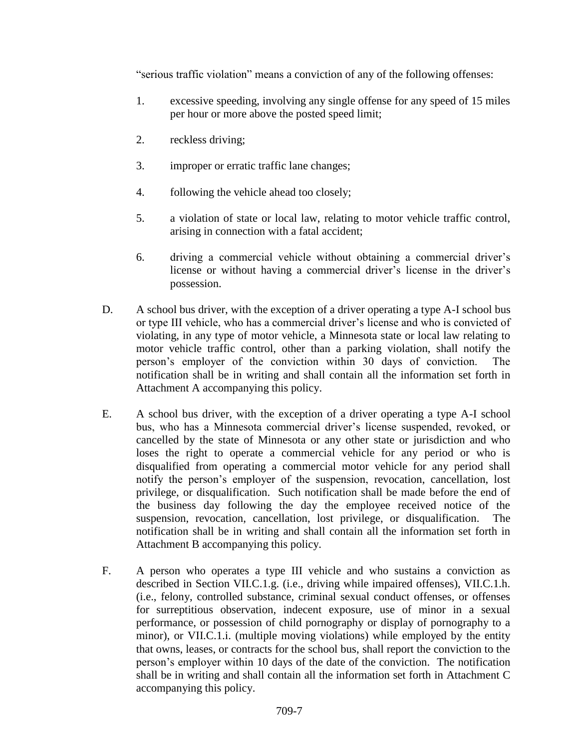"serious traffic violation" means a conviction of any of the following offenses:

1. excessive speeding, involving any single offense for any speed of 15 miles per hour or more above the posted speed limit;
2. reckless driving;
3. improper or erratic traffic lane changes;
4. following the vehicle ahead too closely;
5. a violation of state or local law, relating to motor vehicle traffic control, arising in connection with a fatal accident;
6. driving a commercial vehicle without obtaining a commercial driver's license or without having a commercial driver's license in the driver's possession.

D. A school bus driver, with the exception of a driver operating a type A-I school bus or type III vehicle, who has a commercial driver's license and who is convicted of violating, in any type of motor vehicle, a Minnesota state or local law relating to motor vehicle traffic control, other than a parking violation, shall notify the person's employer of the conviction within 30 days of conviction. The notification shall be in writing and shall contain all the information set forth in Attachment A accompanying this policy.

E. A school bus driver, with the exception of a driver operating a type A-I school bus, who has a Minnesota commercial driver's license suspended, revoked, or cancelled by the state of Minnesota or any other state or jurisdiction and who loses the right to operate a commercial vehicle for any period or who is disqualified from operating a commercial motor vehicle for any period shall notify the person's employer of the suspension, revocation, cancellation, lost privilege, or disqualification. Such notification shall be made before the end of the business day following the day the employee received notice of the suspension, revocation, cancellation, lost privilege, or disqualification. The notification shall be in writing and shall contain all the information set forth in Attachment B accompanying this policy.

F. A person who operates a type III vehicle and who sustains a conviction as described in Section VII.C.1.g. (i.e., driving while impaired offenses), VII.C.1.h. (i.e., felony, controlled substance, criminal sexual conduct offenses, or offenses for surreptitious observation, indecent exposure, use of minor in a sexual performance, or possession of child pornography or display of pornography to a minor), or VII.C.1.i. (multiple moving violations) while employed by the entity that owns, leases, or contracts for the school bus, shall report the conviction to the person's employer within 10 days of the date of the conviction. The notification shall be in writing and shall contain all the information set forth in Attachment C accompanying this policy.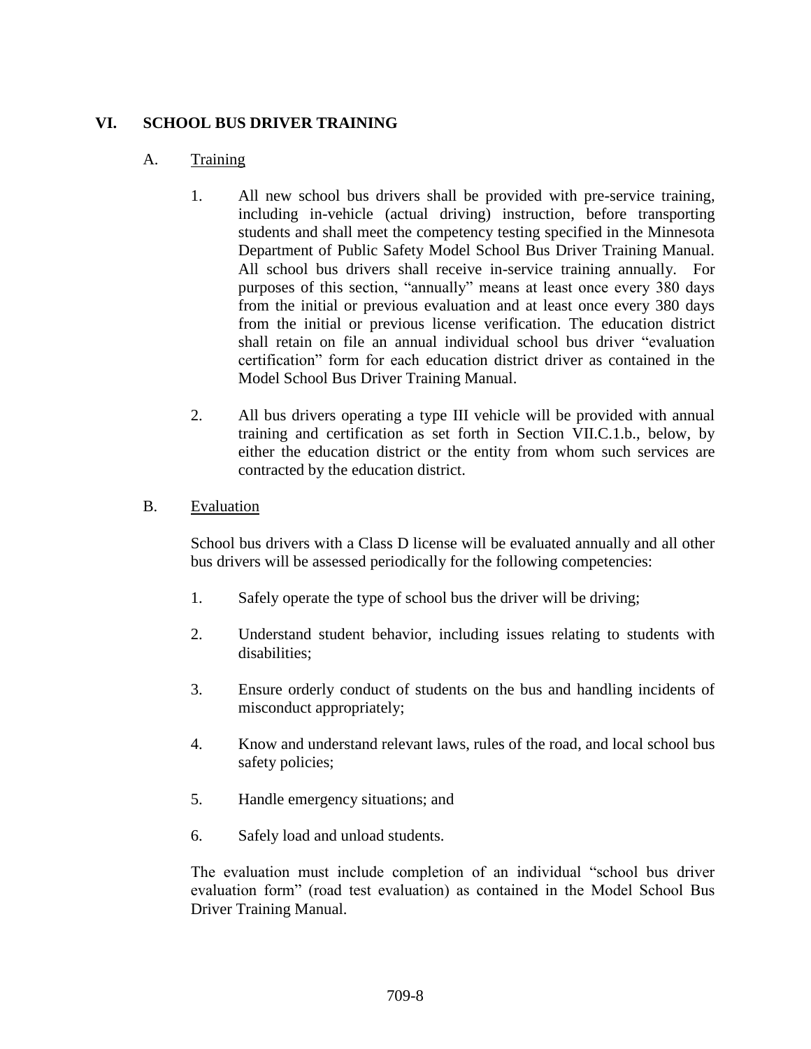## VI. SCHOOL BUS DRIVER TRAINING

### A. Training

1. All new school bus drivers shall be provided with pre-service training, including in-vehicle (actual driving) instruction, before transporting students and shall meet the competency testing specified in the Minnesota Department of Public Safety Model School Bus Driver Training Manual. All school bus drivers shall receive in-service training annually. For purposes of this section, "annually" means at least once every 380 days from the initial or previous evaluation and at least once every 380 days from the initial or previous license verification. The education district shall retain on file an annual individual school bus driver "evaluation certification" form for each education district driver as contained in the Model School Bus Driver Training Manual.

2. All bus drivers operating a type III vehicle will be provided with annual training and certification as set forth in Section VII.C.1.b., below, by either the education district or the entity from whom such services are contracted by the education district.

### B. Evaluation

School bus drivers with a Class D license will be evaluated annually and all other bus drivers will be assessed periodically for the following competencies:

1. Safely operate the type of school bus the driver will be driving;

2. Understand student behavior, including issues relating to students with disabilities;

3. Ensure orderly conduct of students on the bus and handling incidents of misconduct appropriately;

4. Know and understand relevant laws, rules of the road, and local school bus safety policies;

5. Handle emergency situations; and

6. Safely load and unload students.

The evaluation must include completion of an individual "school bus driver evaluation form" (road test evaluation) as contained in the Model School Bus Driver Training Manual.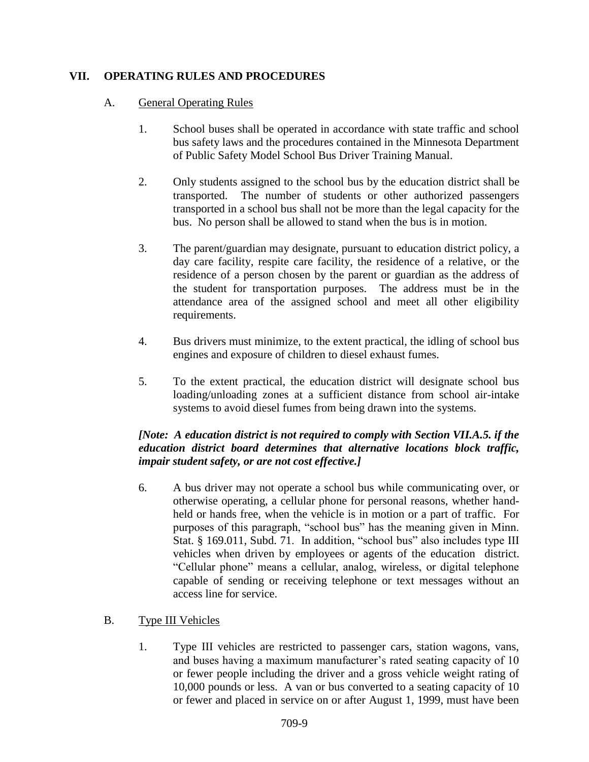## VII. OPERATING RULES AND PROCEDURES

### A. General Operating Rules

1. School buses shall be operated in accordance with state traffic and school bus safety laws and the procedures contained in the Minnesota Department of Public Safety Model School Bus Driver Training Manual.

2. Only students assigned to the school bus by the education district shall be transported. The number of students or other authorized passengers transported in a school bus shall not be more than the legal capacity for the bus. No person shall be allowed to stand when the bus is in motion.

3. The parent/guardian may designate, pursuant to education district policy, a day care facility, respite care facility, the residence of a relative, or the residence of a person chosen by the parent or guardian as the address of the student for transportation purposes. The address must be in the attendance area of the assigned school and meet all other eligibility requirements.

4. Bus drivers must minimize, to the extent practical, the idling of school bus engines and exposure of children to diesel exhaust fumes.

5. To the extent practical, the education district will designate school bus loading/unloading zones at a sufficient distance from school air-intake systems to avoid diesel fumes from being drawn into the systems.

***[Note: A education district is not required to comply with Section VII.A.5. if the education district board determines that alternative locations block traffic, impair student safety, or are not cost effective.]***

6. A bus driver may not operate a school bus while communicating over, or otherwise operating, a cellular phone for personal reasons, whether hand-held or hands free, when the vehicle is in motion or a part of traffic. For purposes of this paragraph, "school bus" has the meaning given in Minn. Stat. § 169.011, Subd. 71. In addition, "school bus" also includes type III vehicles when driven by employees or agents of the education district. "Cellular phone" means a cellular, analog, wireless, or digital telephone capable of sending or receiving telephone or text messages without an access line for service.

### B. Type III Vehicles

1. Type III vehicles are restricted to passenger cars, station wagons, vans, and buses having a maximum manufacturer's rated seating capacity of 10 or fewer people including the driver and a gross vehicle weight rating of 10,000 pounds or less. A van or bus converted to a seating capacity of 10 or fewer and placed in service on or after August 1, 1999, must have been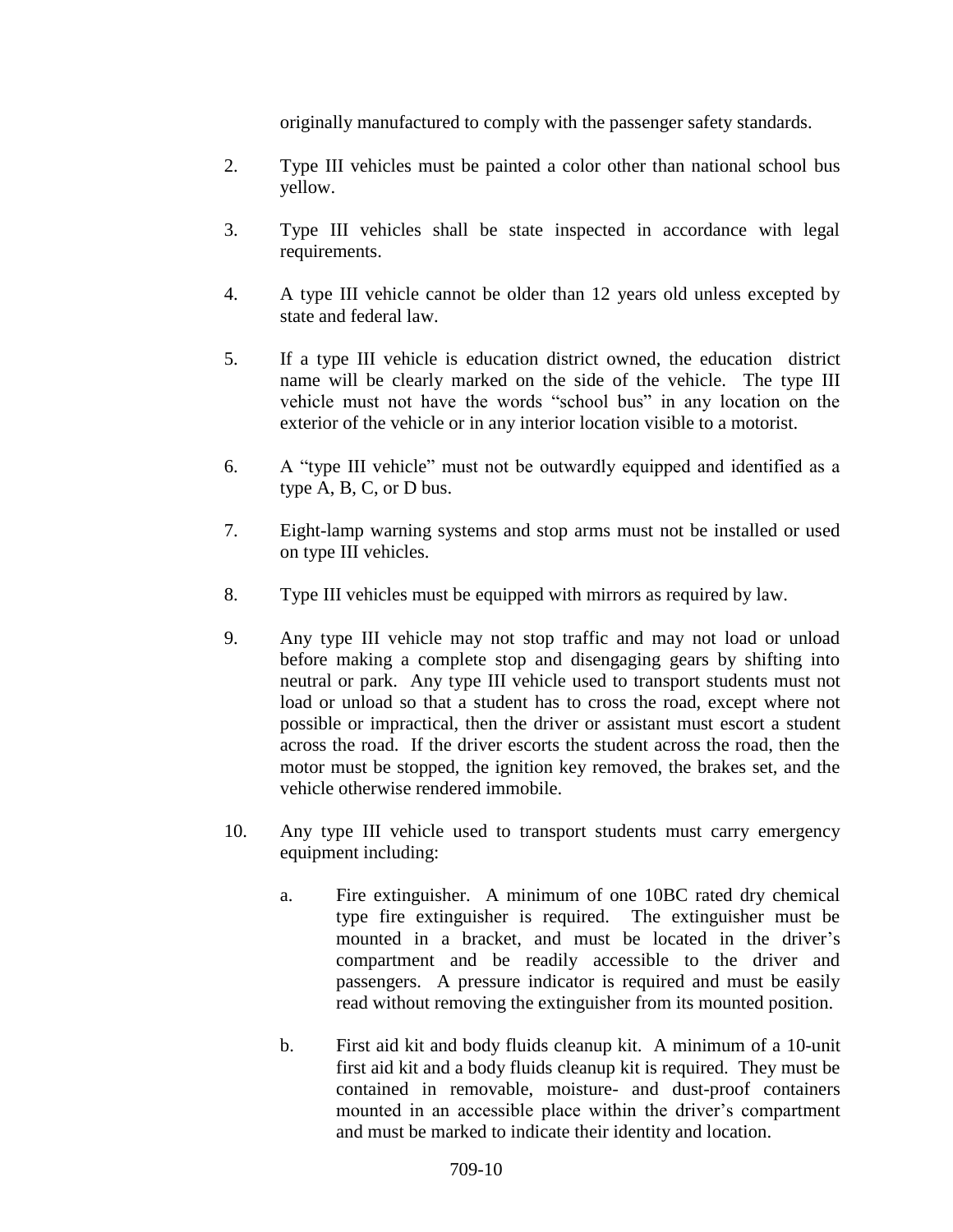originally manufactured to comply with the passenger safety standards.

2. Type III vehicles must be painted a color other than national school bus yellow.

3. Type III vehicles shall be state inspected in accordance with legal requirements.

4. A type III vehicle cannot be older than 12 years old unless excepted by state and federal law.

5. If a type III vehicle is education district owned, the education district name will be clearly marked on the side of the vehicle. The type III vehicle must not have the words "school bus" in any location on the exterior of the vehicle or in any interior location visible to a motorist.

6. A "type III vehicle" must not be outwardly equipped and identified as a type A, B, C, or D bus.

7. Eight-lamp warning systems and stop arms must not be installed or used on type III vehicles.

8. Type III vehicles must be equipped with mirrors as required by law.

9. Any type III vehicle may not stop traffic and may not load or unload before making a complete stop and disengaging gears by shifting into neutral or park. Any type III vehicle used to transport students must not load or unload so that a student has to cross the road, except where not possible or impractical, then the driver or assistant must escort a student across the road. If the driver escorts the student across the road, then the motor must be stopped, the ignition key removed, the brakes set, and the vehicle otherwise rendered immobile.

10. Any type III vehicle used to transport students must carry emergency equipment including:

    a. Fire extinguisher. A minimum of one 10BC rated dry chemical type fire extinguisher is required. The extinguisher must be mounted in a bracket, and must be located in the driver's compartment and be readily accessible to the driver and passengers. A pressure indicator is required and must be easily read without removing the extinguisher from its mounted position.

    b. First aid kit and body fluids cleanup kit. A minimum of a 10-unit first aid kit and a body fluids cleanup kit is required. They must be contained in removable, moisture- and dust-proof containers mounted in an accessible place within the driver's compartment and must be marked to indicate their identity and location.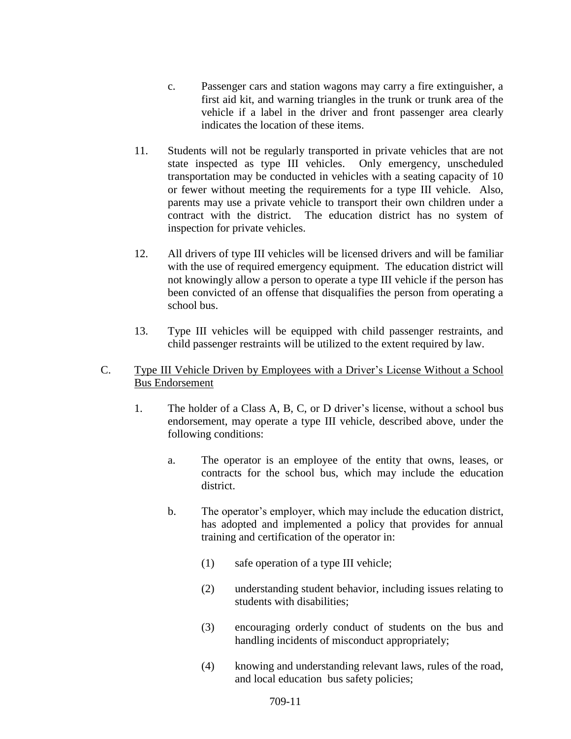c. Passenger cars and station wagons may carry a fire extinguisher, a first aid kit, and warning triangles in the trunk or trunk area of the vehicle if a label in the driver and front passenger area clearly indicates the location of these items.

11. Students will not be regularly transported in private vehicles that are not state inspected as type III vehicles. Only emergency, unscheduled transportation may be conducted in vehicles with a seating capacity of 10 or fewer without meeting the requirements for a type III vehicle. Also, parents may use a private vehicle to transport their own children under a contract with the district. The education district has no system of inspection for private vehicles.

12. All drivers of type III vehicles will be licensed drivers and will be familiar with the use of required emergency equipment. The education district will not knowingly allow a person to operate a type III vehicle if the person has been convicted of an offense that disqualifies the person from operating a school bus.

13. Type III vehicles will be equipped with child passenger restraints, and child passenger restraints will be utilized to the extent required by law.

C. <u>Type III Vehicle Driven by Employees with a Driver's License Without a School Bus Endorsement</u>

1. The holder of a Class A, B, C, or D driver's license, without a school bus endorsement, may operate a type III vehicle, described above, under the following conditions:

   a. The operator is an employee of the entity that owns, leases, or contracts for the school bus, which may include the education district.

   b. The operator's employer, which may include the education district, has adopted and implemented a policy that provides for annual training and certification of the operator in:

      (1) safe operation of a type III vehicle;

      (2) understanding student behavior, including issues relating to students with disabilities;

      (3) encouraging orderly conduct of students on the bus and handling incidents of misconduct appropriately;

      (4) knowing and understanding relevant laws, rules of the road, and local education bus safety policies;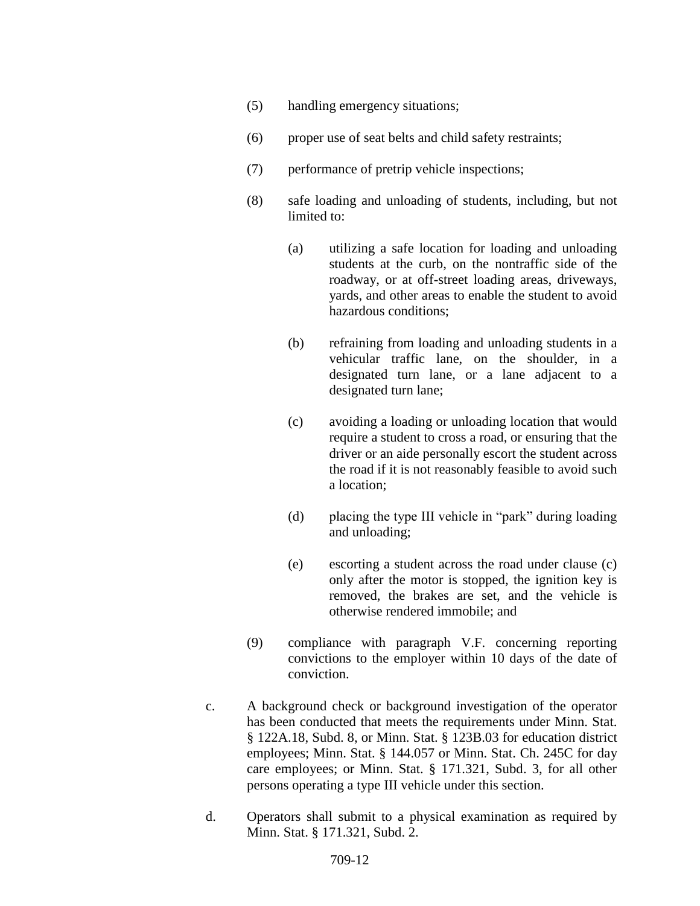(5) handling emergency situations;

(6) proper use of seat belts and child safety restraints;

(7) performance of pretrip vehicle inspections;

(8) safe loading and unloading of students, including, but not limited to:

  (a) utilizing a safe location for loading and unloading students at the curb, on the nontraffic side of the roadway, or at off-street loading areas, driveways, yards, and other areas to enable the student to avoid hazardous conditions;

  (b) refraining from loading and unloading students in a vehicular traffic lane, on the shoulder, in a designated turn lane, or a lane adjacent to a designated turn lane;

  (c) avoiding a loading or unloading location that would require a student to cross a road, or ensuring that the driver or an aide personally escort the student across the road if it is not reasonably feasible to avoid such a location;

  (d) placing the type III vehicle in "park" during loading and unloading;

  (e) escorting a student across the road under clause (c) only after the motor is stopped, the ignition key is removed, the brakes are set, and the vehicle is otherwise rendered immobile; and

(9) compliance with paragraph V.F. concerning reporting convictions to the employer within 10 days of the date of conviction.

c. A background check or background investigation of the operator has been conducted that meets the requirements under Minn. Stat. § 122A.18, Subd. 8, or Minn. Stat. § 123B.03 for education district employees; Minn. Stat. § 144.057 or Minn. Stat. Ch. 245C for day care employees; or Minn. Stat. § 171.321, Subd. 3, for all other persons operating a type III vehicle under this section.

d. Operators shall submit to a physical examination as required by Minn. Stat. § 171.321, Subd. 2.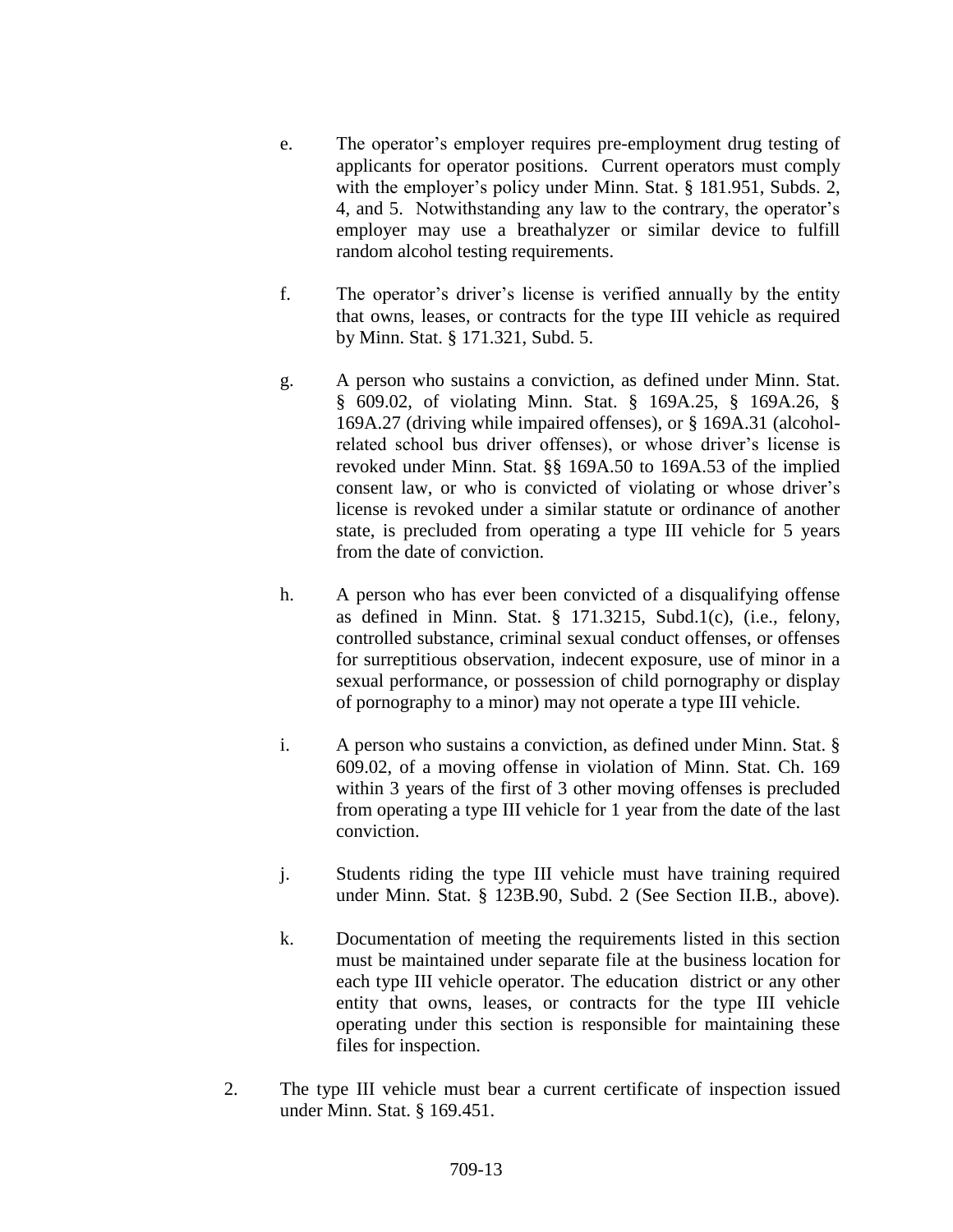e. The operator's employer requires pre-employment drug testing of applicants for operator positions. Current operators must comply with the employer's policy under Minn. Stat. § 181.951, Subds. 2, 4, and 5. Notwithstanding any law to the contrary, the operator's employer may use a breathalyzer or similar device to fulfill random alcohol testing requirements.

f. The operator's driver's license is verified annually by the entity that owns, leases, or contracts for the type III vehicle as required by Minn. Stat. § 171.321, Subd. 5.

g. A person who sustains a conviction, as defined under Minn. Stat. § 609.02, of violating Minn. Stat. § 169A.25, § 169A.26, § 169A.27 (driving while impaired offenses), or § 169A.31 (alcohol-related school bus driver offenses), or whose driver's license is revoked under Minn. Stat. §§ 169A.50 to 169A.53 of the implied consent law, or who is convicted of violating or whose driver's license is revoked under a similar statute or ordinance of another state, is precluded from operating a type III vehicle for 5 years from the date of conviction.

h. A person who has ever been convicted of a disqualifying offense as defined in Minn. Stat. § 171.3215, Subd.1(c), (i.e., felony, controlled substance, criminal sexual conduct offenses, or offenses for surreptitious observation, indecent exposure, use of minor in a sexual performance, or possession of child pornography or display of pornography to a minor) may not operate a type III vehicle.

i. A person who sustains a conviction, as defined under Minn. Stat. § 609.02, of a moving offense in violation of Minn. Stat. Ch. 169 within 3 years of the first of 3 other moving offenses is precluded from operating a type III vehicle for 1 year from the date of the last conviction.

j. Students riding the type III vehicle must have training required under Minn. Stat. § 123B.90, Subd. 2 (See Section II.B., above).

k. Documentation of meeting the requirements listed in this section must be maintained under separate file at the business location for each type III vehicle operator. The education district or any other entity that owns, leases, or contracts for the type III vehicle operating under this section is responsible for maintaining these files for inspection.

2. The type III vehicle must bear a current certificate of inspection issued under Minn. Stat. § 169.451.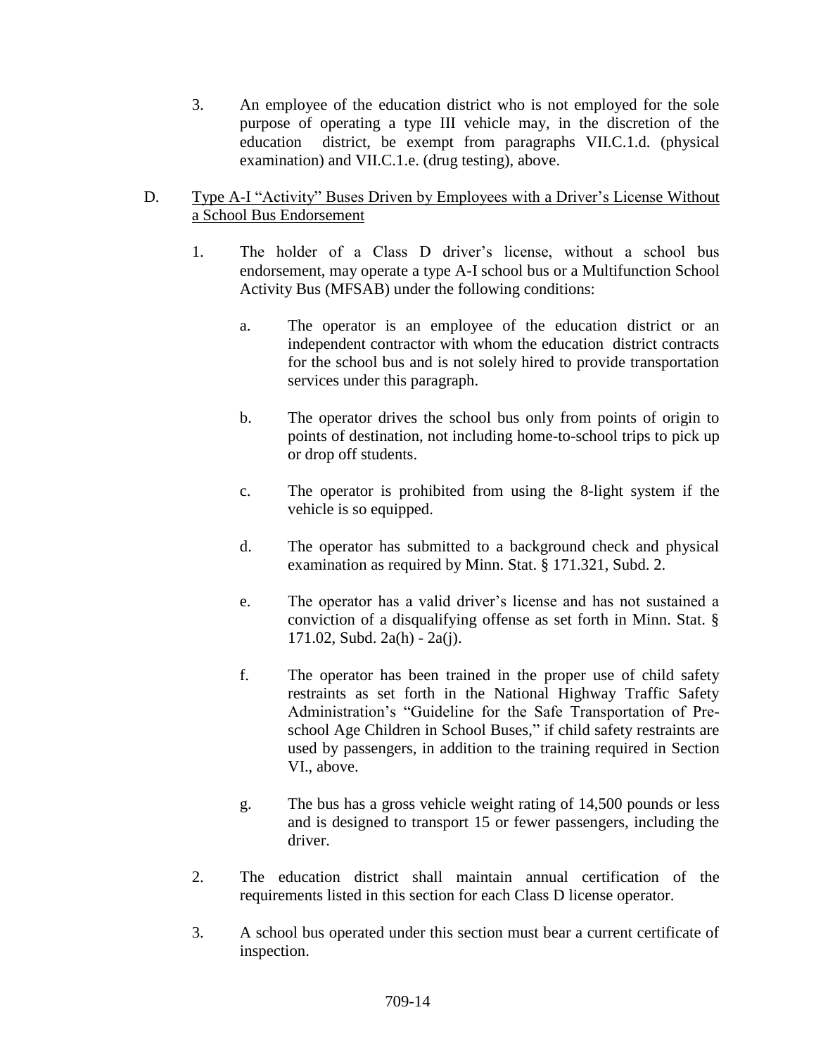3. An employee of the education district who is not employed for the sole purpose of operating a type III vehicle may, in the discretion of the education district, be exempt from paragraphs VII.C.1.d. (physical examination) and VII.C.1.e. (drug testing), above.

D. Type A-I "Activity" Buses Driven by Employees with a Driver's License Without a School Bus Endorsement

1. The holder of a Class D driver's license, without a school bus endorsement, may operate a type A-I school bus or a Multifunction School Activity Bus (MFSAB) under the following conditions:

   a. The operator is an employee of the education district or an independent contractor with whom the education district contracts for the school bus and is not solely hired to provide transportation services under this paragraph.

   b. The operator drives the school bus only from points of origin to points of destination, not including home-to-school trips to pick up or drop off students.

   c. The operator is prohibited from using the 8-light system if the vehicle is so equipped.

   d. The operator has submitted to a background check and physical examination as required by Minn. Stat. § 171.321, Subd. 2.

   e. The operator has a valid driver's license and has not sustained a conviction of a disqualifying offense as set forth in Minn. Stat. § 171.02, Subd. 2a(h) - 2a(j).

   f. The operator has been trained in the proper use of child safety restraints as set forth in the National Highway Traffic Safety Administration's "Guideline for the Safe Transportation of Pre-school Age Children in School Buses," if child safety restraints are used by passengers, in addition to the training required in Section VI., above.

   g. The bus has a gross vehicle weight rating of 14,500 pounds or less and is designed to transport 15 or fewer passengers, including the driver.

2. The education district shall maintain annual certification of the requirements listed in this section for each Class D license operator.

3. A school bus operated under this section must bear a current certificate of inspection.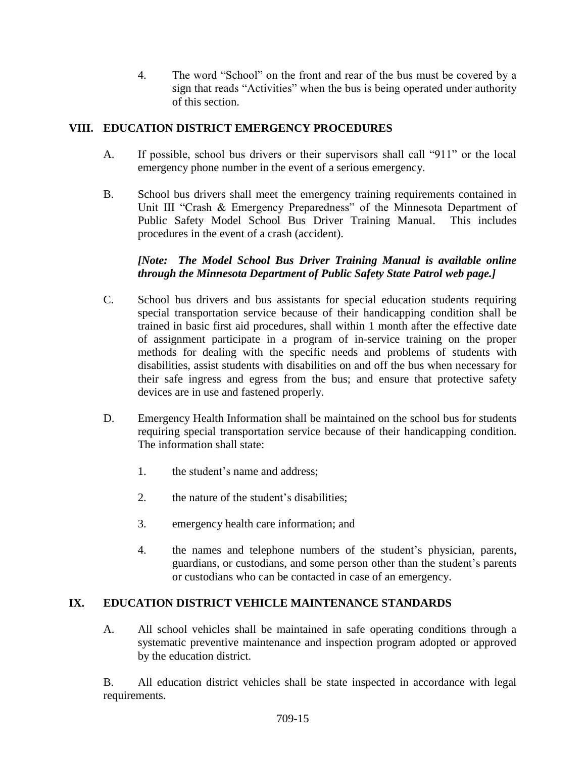4. The word "School" on the front and rear of the bus must be covered by a sign that reads "Activities" when the bus is being operated under authority of this section.

## VIII. EDUCATION DISTRICT EMERGENCY PROCEDURES

A. If possible, school bus drivers or their supervisors shall call "911" or the local emergency phone number in the event of a serious emergency.

B. School bus drivers shall meet the emergency training requirements contained in Unit III "Crash & Emergency Preparedness" of the Minnesota Department of Public Safety Model School Bus Driver Training Manual. This includes procedures in the event of a crash (accident).

***[Note: The Model School Bus Driver Training Manual is available online through the Minnesota Department of Public Safety State Patrol web page.]***

C. School bus drivers and bus assistants for special education students requiring special transportation service because of their handicapping condition shall be trained in basic first aid procedures, shall within 1 month after the effective date of assignment participate in a program of in-service training on the proper methods for dealing with the specific needs and problems of students with disabilities, assist students with disabilities on and off the bus when necessary for their safe ingress and egress from the bus; and ensure that protective safety devices are in use and fastened properly.

D. Emergency Health Information shall be maintained on the school bus for students requiring special transportation service because of their handicapping condition. The information shall state:

1. the student's name and address;

2. the nature of the student's disabilities;

3. emergency health care information; and

4. the names and telephone numbers of the student's physician, parents, guardians, or custodians, and some person other than the student's parents or custodians who can be contacted in case of an emergency.

## IX. EDUCATION DISTRICT VEHICLE MAINTENANCE STANDARDS

A. All school vehicles shall be maintained in safe operating conditions through a systematic preventive maintenance and inspection program adopted or approved by the education district.

B. All education district vehicles shall be state inspected in accordance with legal requirements.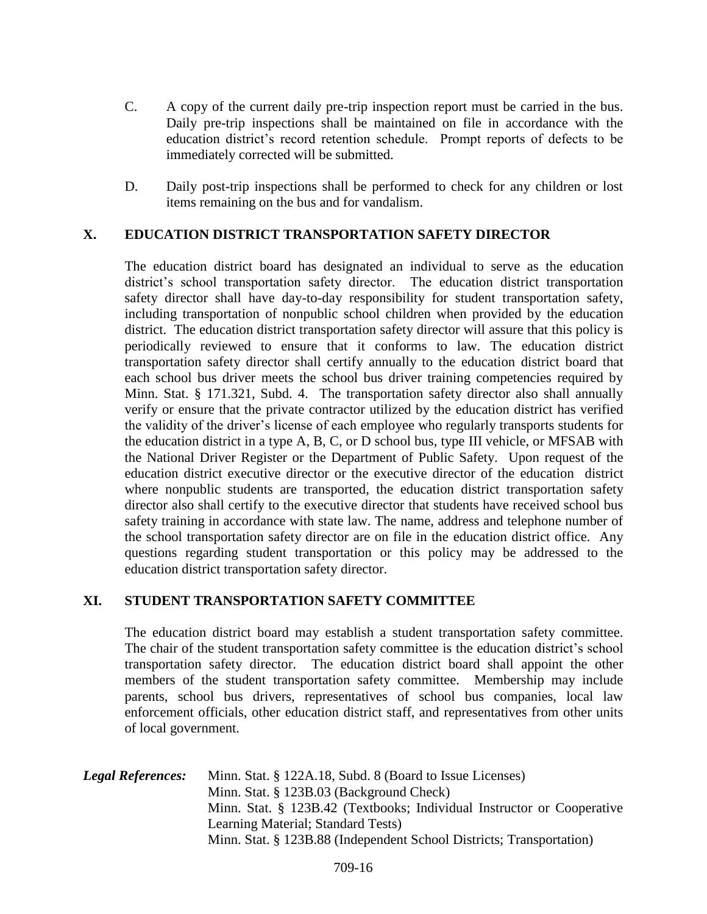C. A copy of the current daily pre-trip inspection report must be carried in the bus. Daily pre-trip inspections shall be maintained on file in accordance with the education district's record retention schedule. Prompt reports of defects to be immediately corrected will be submitted.

D. Daily post-trip inspections shall be performed to check for any children or lost items remaining on the bus and for vandalism.

## X. EDUCATION DISTRICT TRANSPORTATION SAFETY DIRECTOR

The education district board has designated an individual to serve as the education district's school transportation safety director. The education district transportation safety director shall have day-to-day responsibility for student transportation safety, including transportation of nonpublic school children when provided by the education district. The education district transportation safety director will assure that this policy is periodically reviewed to ensure that it conforms to law. The education district transportation safety director shall certify annually to the education district board that each school bus driver meets the school bus driver training competencies required by Minn. Stat. § 171.321, Subd. 4. The transportation safety director also shall annually verify or ensure that the private contractor utilized by the education district has verified the validity of the driver's license of each employee who regularly transports students for the education district in a type A, B, C, or D school bus, type III vehicle, or MFSAB with the National Driver Register or the Department of Public Safety. Upon request of the education district executive director or the executive director of the education district where nonpublic students are transported, the education district transportation safety director also shall certify to the executive director that students have received school bus safety training in accordance with state law. The name, address and telephone number of the school transportation safety director are on file in the education district office. Any questions regarding student transportation or this policy may be addressed to the education district transportation safety director.

## XI. STUDENT TRANSPORTATION SAFETY COMMITTEE

The education district board may establish a student transportation safety committee. The chair of the student transportation safety committee is the education district's school transportation safety director. The education district board shall appoint the other members of the student transportation safety committee. Membership may include parents, school bus drivers, representatives of school bus companies, local law enforcement officials, other education district staff, and representatives from other units of local government.

***Legal References:*** Minn. Stat. § 122A.18, Subd. 8 (Board to Issue Licenses)
Minn. Stat. § 123B.03 (Background Check)
Minn. Stat. § 123B.42 (Textbooks; Individual Instructor or Cooperative Learning Material; Standard Tests)
Minn. Stat. § 123B.88 (Independent School Districts; Transportation)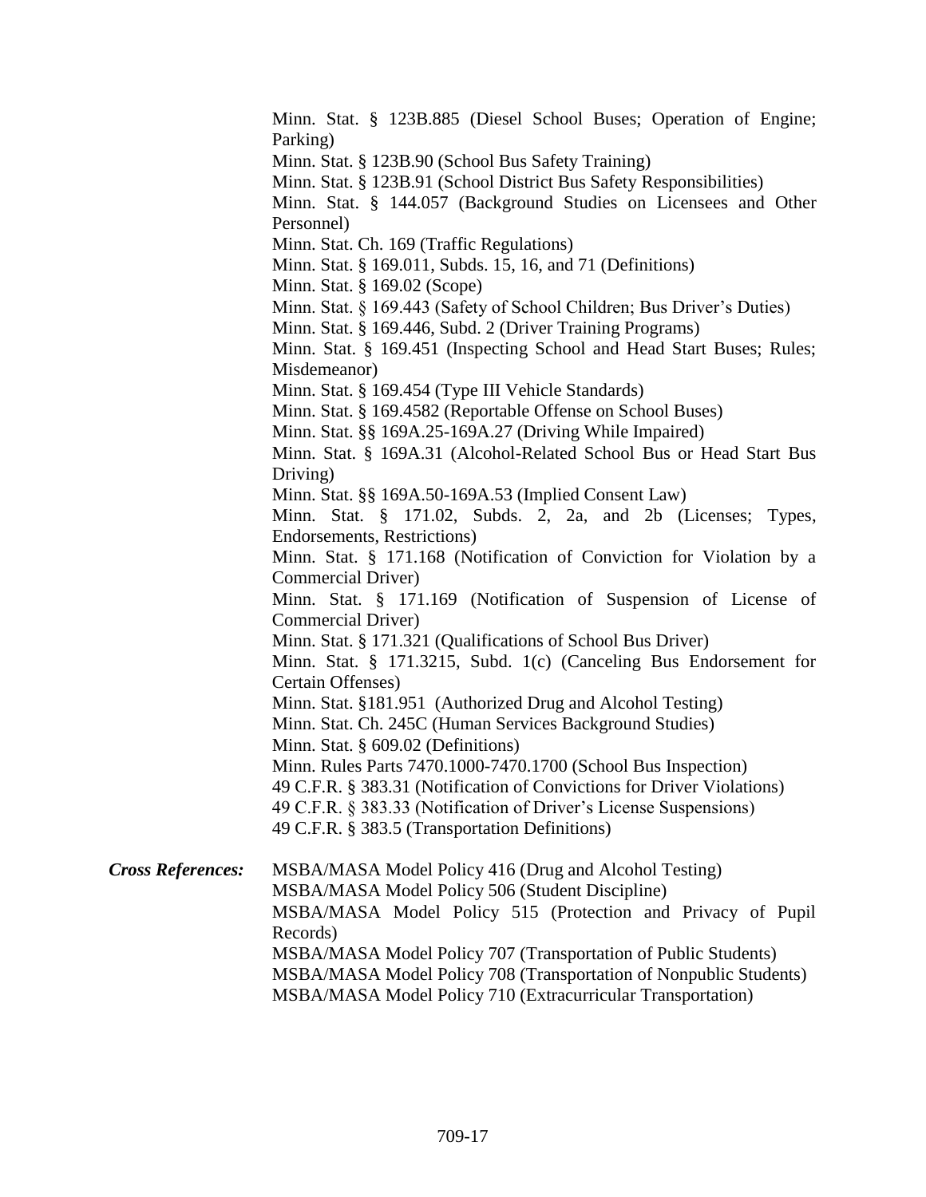Minn. Stat. § 123B.885 (Diesel School Buses; Operation of Engine; Parking)
Minn. Stat. § 123B.90 (School Bus Safety Training)
Minn. Stat. § 123B.91 (School District Bus Safety Responsibilities)
Minn. Stat. § 144.057 (Background Studies on Licensees and Other Personnel)
Minn. Stat. Ch. 169 (Traffic Regulations)
Minn. Stat. § 169.011, Subds. 15, 16, and 71 (Definitions)
Minn. Stat. § 169.02 (Scope)
Minn. Stat. § 169.443 (Safety of School Children; Bus Driver's Duties)
Minn. Stat. § 169.446, Subd. 2 (Driver Training Programs)
Minn. Stat. § 169.451 (Inspecting School and Head Start Buses; Rules; Misdemeanor)
Minn. Stat. § 169.454 (Type III Vehicle Standards)
Minn. Stat. § 169.4582 (Reportable Offense on School Buses)
Minn. Stat. §§ 169A.25-169A.27 (Driving While Impaired)
Minn. Stat. § 169A.31 (Alcohol-Related School Bus or Head Start Bus Driving)
Minn. Stat. §§ 169A.50-169A.53 (Implied Consent Law)
Minn. Stat. § 171.02, Subds. 2, 2a, and 2b (Licenses; Types, Endorsements, Restrictions)
Minn. Stat. § 171.168 (Notification of Conviction for Violation by a Commercial Driver)
Minn. Stat. § 171.169 (Notification of Suspension of License of Commercial Driver)
Minn. Stat. § 171.321 (Qualifications of School Bus Driver)
Minn. Stat. § 171.3215, Subd. 1(c) (Canceling Bus Endorsement for Certain Offenses)
Minn. Stat. §181.951 (Authorized Drug and Alcohol Testing)
Minn. Stat. Ch. 245C (Human Services Background Studies)
Minn. Stat. § 609.02 (Definitions)
Minn. Rules Parts 7470.1000-7470.1700 (School Bus Inspection)
49 C.F.R. § 383.31 (Notification of Convictions for Driver Violations)
49 C.F.R. § 383.33 (Notification of Driver's License Suspensions)
49 C.F.R. § 383.5 (Transportation Definitions)

***Cross References:***
MSBA/MASA Model Policy 416 (Drug and Alcohol Testing)
MSBA/MASA Model Policy 506 (Student Discipline)
MSBA/MASA Model Policy 515 (Protection and Privacy of Pupil Records)
MSBA/MASA Model Policy 707 (Transportation of Public Students)
MSBA/MASA Model Policy 708 (Transportation of Nonpublic Students)
MSBA/MASA Model Policy 710 (Extracurricular Transportation)